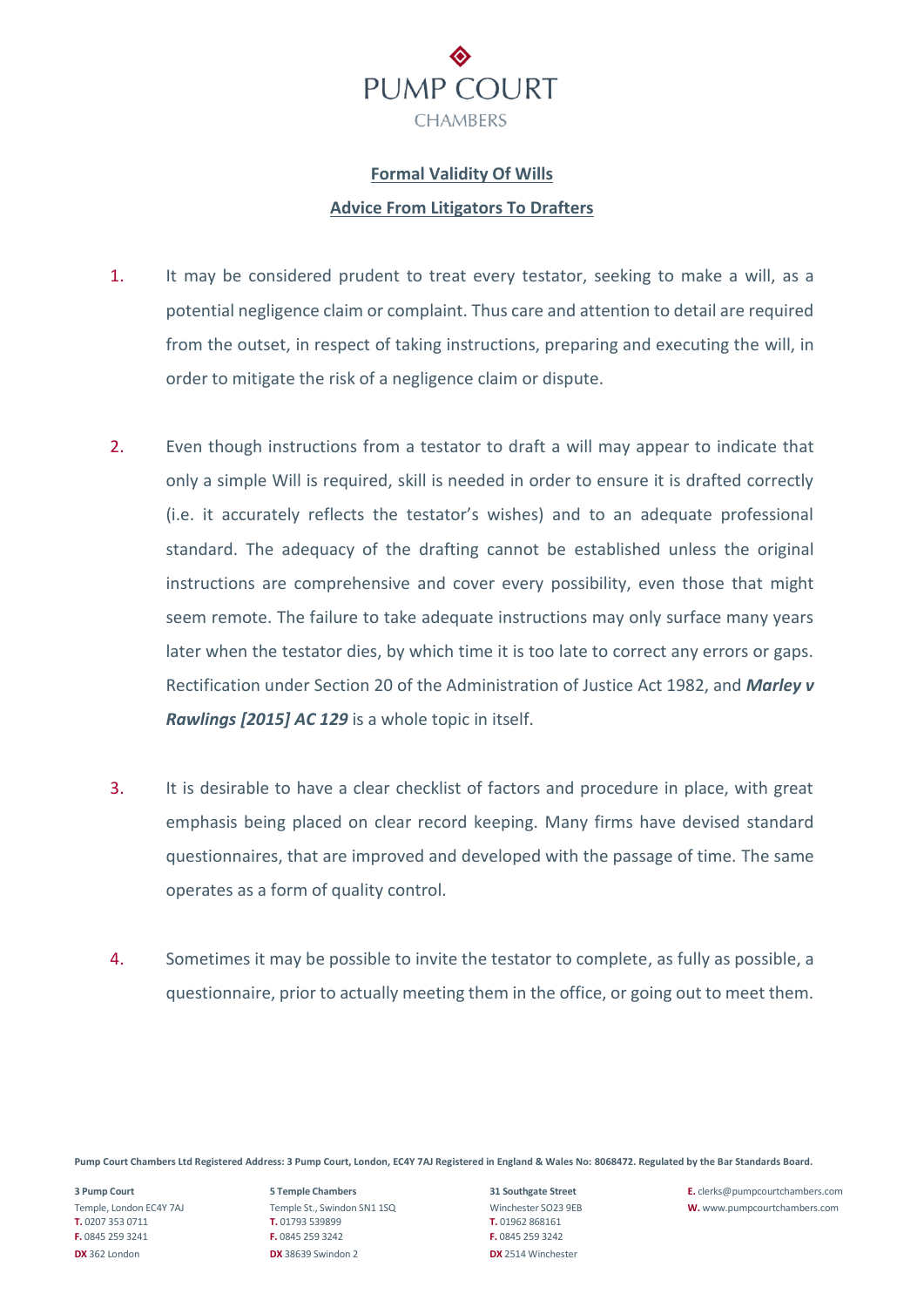PUMP COURT

CHAMBERS

## Formal Validity Of Wills

## Advice From Litigators To Drafters

1. It may be considered prudent to treat every testator, seeking to make a will, as a potential negligence claim or complaint. Thus care and attention to detail are required from the outset, in respect of taking instructions, preparing and executing the will, in order to mitigate the risk of a negligence claim or dispute.

2. Even though instructions from a testator to draft a will may appear to indicate that only a simple Will is required, skill is needed in order to ensure it is drafted correctly (i.e. it accurately reflects the testator's wishes) and to an adequate professional standard. The adequacy of the drafting cannot be established unless the original instructions are comprehensive and cover every possibility, even those that might seem remote. The failure to take adequate instructions may only surface many years later when the testator dies, by which time it is too late to correct any errors or gaps. Rectification under Section 20 of the Administration of Justice Act 1982, and ***Marley v Rawlings [2015] AC 129*** is a whole topic in itself.

3. It is desirable to have a clear checklist of factors and procedure in place, with great emphasis being placed on clear record keeping. Many firms have devised standard questionnaires, that are improved and developed with the passage of time. The same operates as a form of quality control.

4. Sometimes it may be possible to invite the testator to complete, as fully as possible, a questionnaire, prior to actually meeting them in the office, or going out to meet them.

**Pump Court Chambers Ltd Registered Address: 3 Pump Court, London, EC4Y 7AJ Registered in England & Wales No: 8068472. Regulated by the Bar Standards Board.**

**3 Pump Court**
Temple, London EC4Y 7AJ
**T.** 0207 353 0711
**F.** 0845 259 3241
**DX** 362 London

**5 Temple Chambers**
Temple St., Swindon SN1 1SQ
**T.** 01793 539899
**F.** 0845 259 3242
**DX** 38639 Swindon 2

**31 Southgate Street**
Winchester SO23 9EB
**T.** 01962 868161
**F.** 0845 259 3242
**DX** 2514 Winchester

**E.** clerks@pumpcourtchambers.com
**W.** www.pumpcourtchambers.com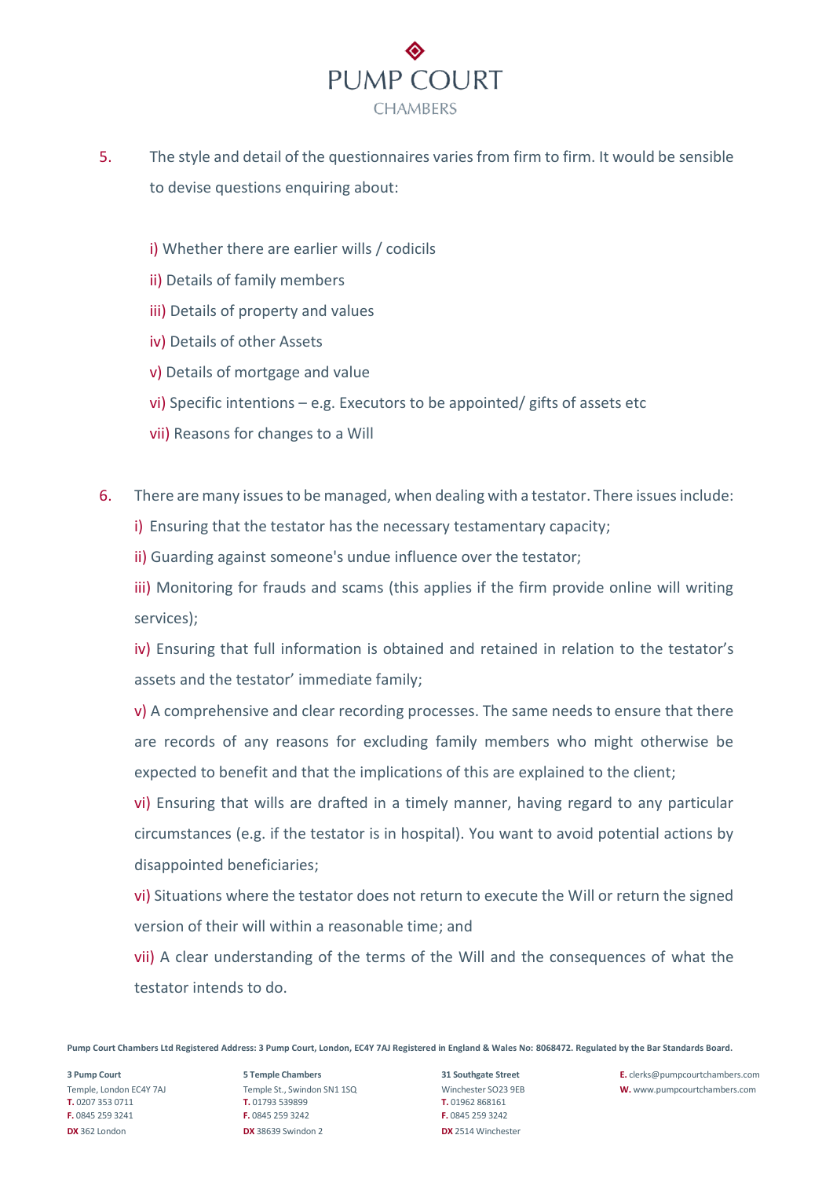5. The style and detail of the questionnaires varies from firm to firm. It would be sensible to devise questions enquiring about:

   i) Whether there are earlier wills / codicils

   ii) Details of family members

   iii) Details of property and values

   iv) Details of other Assets

   v) Details of mortgage and value

   vi) Specific intentions – e.g. Executors to be appointed/ gifts of assets etc

   vii) Reasons for changes to a Will

6. There are many issues to be managed, when dealing with a testator. There issues include:

   i) Ensuring that the testator has the necessary testamentary capacity;

   ii) Guarding against someone's undue influence over the testator;

   iii) Monitoring for frauds and scams (this applies if the firm provide online will writing services);

   iv) Ensuring that full information is obtained and retained in relation to the testator's assets and the testator' immediate family;

   v) A comprehensive and clear recording processes. The same needs to ensure that there are records of any reasons for excluding family members who might otherwise be expected to benefit and that the implications of this are explained to the client;

   vi) Ensuring that wills are drafted in a timely manner, having regard to any particular circumstances (e.g. if the testator is in hospital). You want to avoid potential actions by disappointed beneficiaries;

   vi) Situations where the testator does not return to execute the Will or return the signed version of their will within a reasonable time; and

   vii) A clear understanding of the terms of the Will and the consequences of what the testator intends to do.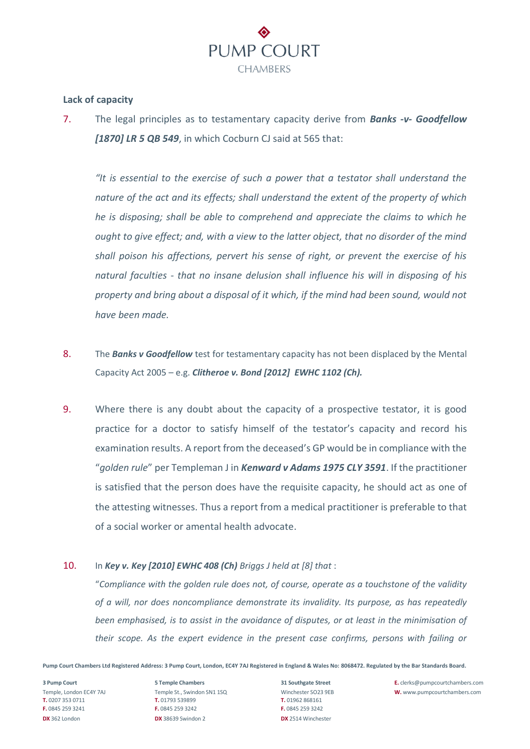**Lack of capacity**

7. The legal principles as to testamentary capacity derive from ***Banks -v- Goodfellow [1870] LR 5 QB 549***, in which Cocburn CJ said at 565 that:

   *"It is essential to the exercise of such a power that a testator shall understand the nature of the act and its effects; shall understand the extent of the property of which he is disposing; shall be able to comprehend and appreciate the claims to which he ought to give effect; and, with a view to the latter object, that no disorder of the mind shall poison his affections, pervert his sense of right, or prevent the exercise of his natural faculties - that no insane delusion shall influence his will in disposing of his property and bring about a disposal of it which, if the mind had been sound, would not have been made.*

8. The ***Banks v Goodfellow*** test for testamentary capacity has not been displaced by the Mental Capacity Act 2005 – e.g. ***Clitheroe v. Bond [2012] EWHC 1102 (Ch).***

9. Where there is any doubt about the capacity of a prospective testator, it is good practice for a doctor to satisfy himself of the testator's capacity and record his examination results. A report from the deceased's GP would be in compliance with the "*golden rule*" per Templeman J in ***Kenward v Adams 1975 CLY 3591***. If the practitioner is satisfied that the person does have the requisite capacity, he should act as one of the attesting witnesses. Thus a report from a medical practitioner is preferable to that of a social worker or amental health advocate.

10. In ***Key v. Key [2010] EWHC 408 (Ch)*** *Briggs J held at [8] that* :
   "*Compliance with the golden rule does not, of course, operate as a touchstone of the validity of a will, nor does noncompliance demonstrate its invalidity. Its purpose, as has repeatedly been emphasised, is to assist in the avoidance of disputes, or at least in the minimisation of their scope. As the expert evidence in the present case confirms, persons with failing or*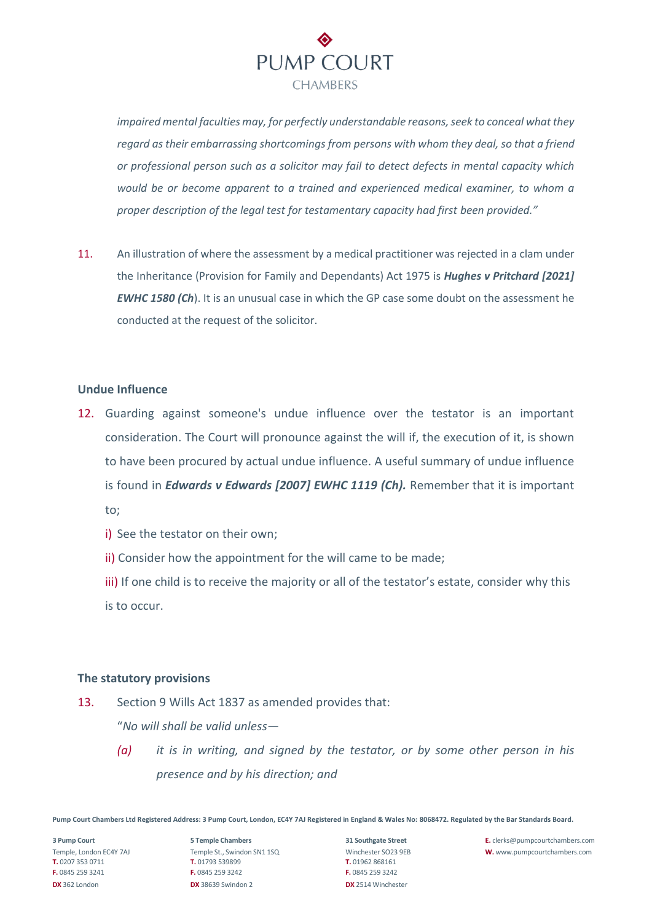*impaired mental faculties may, for perfectly understandable reasons, seek to conceal what they regard as their embarrassing shortcomings from persons with whom they deal, so that a friend or professional person such as a solicitor may fail to detect defects in mental capacity which would be or become apparent to a trained and experienced medical examiner, to whom a proper description of the legal test for testamentary capacity had first been provided."*

11. An illustration of where the assessment by a medical practitioner was rejected in a clam under the Inheritance (Provision for Family and Dependants) Act 1975 is ***Hughes v Pritchard [2021] EWHC 1580 (Ch***). It is an unusual case in which the GP case some doubt on the assessment he conducted at the request of the solicitor.

## Undue Influence

12. Guarding against someone's undue influence over the testator is an important consideration. The Court will pronounce against the will if, the execution of it, is shown to have been procured by actual undue influence. A useful summary of undue influence is found in ***Edwards v Edwards [2007] EWHC 1119 (Ch).*** Remember that it is important to;

    i) See the testator on their own;

    ii) Consider how the appointment for the will came to be made;

    iii) If one child is to receive the majority or all of the testator's estate, consider why this is to occur.

## The statutory provisions

13. Section 9 Wills Act 1837 as amended provides that:

    "*No will shall be valid unless—*

    *(a) it is in writing, and signed by the testator, or by some other person in his presence and by his direction; and*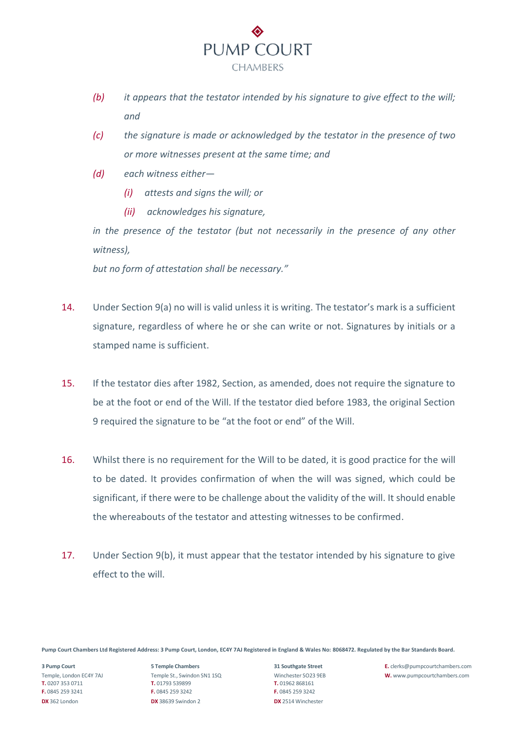*(b) it appears that the testator intended by his signature to give effect to the will; and*

*(c) the signature is made or acknowledged by the testator in the presence of two or more witnesses present at the same time; and*

*(d) each witness either—*

*(i) attests and signs the will; or*

*(ii) acknowledges his signature,*

*in the presence of the testator (but not necessarily in the presence of any other witness),*

*but no form of attestation shall be necessary."*

14. Under Section 9(a) no will is valid unless it is writing. The testator's mark is a sufficient signature, regardless of where he or she can write or not. Signatures by initials or a stamped name is sufficient.

15. If the testator dies after 1982, Section, as amended, does not require the signature to be at the foot or end of the Will. If the testator died before 1983, the original Section 9 required the signature to be "at the foot or end" of the Will.

16. Whilst there is no requirement for the Will to be dated, it is good practice for the will to be dated. It provides confirmation of when the will was signed, which could be significant, if there were to be challenge about the validity of the will. It should enable the whereabouts of the testator and attesting witnesses to be confirmed.

17. Under Section 9(b), it must appear that the testator intended by his signature to give effect to the will.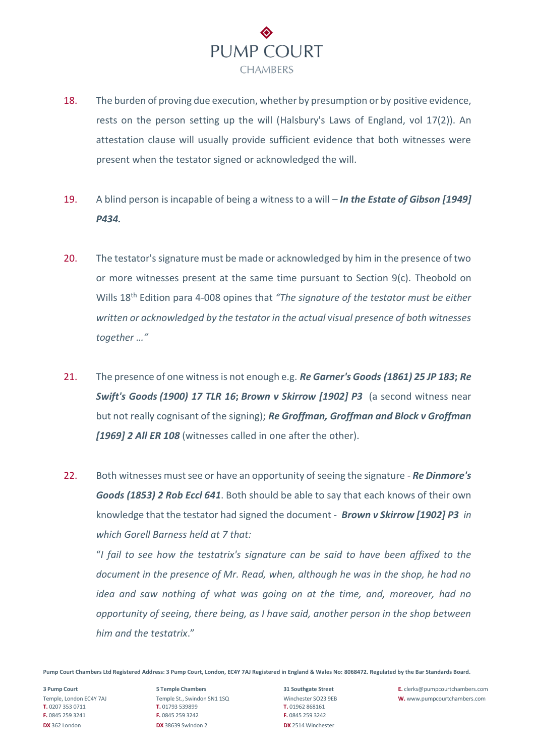18. The burden of proving due execution, whether by presumption or by positive evidence, rests on the person setting up the will (Halsbury's Laws of England, vol 17(2)). An attestation clause will usually provide sufficient evidence that both witnesses were present when the testator signed or acknowledged the will.

19. A blind person is incapable of being a witness to a will – ***In the Estate of Gibson [1949] P434.***

20. The testator's signature must be made or acknowledged by him in the presence of two or more witnesses present at the same time pursuant to Section 9(c). Theobold on Wills 18th Edition para 4-008 opines that *"The signature of the testator must be either written or acknowledged by the testator in the actual visual presence of both witnesses together …"*

21. The presence of one witness is not enough e.g. ***Re Garner's Goods (1861) 25 JP 183***; ***Re Swift's Goods (1900) 17 TLR 16***; ***Brown v Skirrow [1902] P3*** (a second witness near but not really cognisant of the signing); ***Re Groffman, Groffman and Block v Groffman [1969] 2 All ER 108*** (witnesses called in one after the other).

22. Both witnesses must see or have an opportunity of seeing the signature - ***Re Dinmore's Goods (1853) 2 Rob Eccl 641***. Both should be able to say that each knows of their own knowledge that the testator had signed the document - ***Brown v Skirrow [1902] P3*** *in which Gorell Barness held at 7 that:*

   "*I fail to see how the testatrix's signature can be said to have been affixed to the document in the presence of Mr. Read, when, although he was in the shop, he had no idea and saw nothing of what was going on at the time, and, moreover, had no opportunity of seeing, there being, as I have said, another person in the shop between him and the testatrix.*"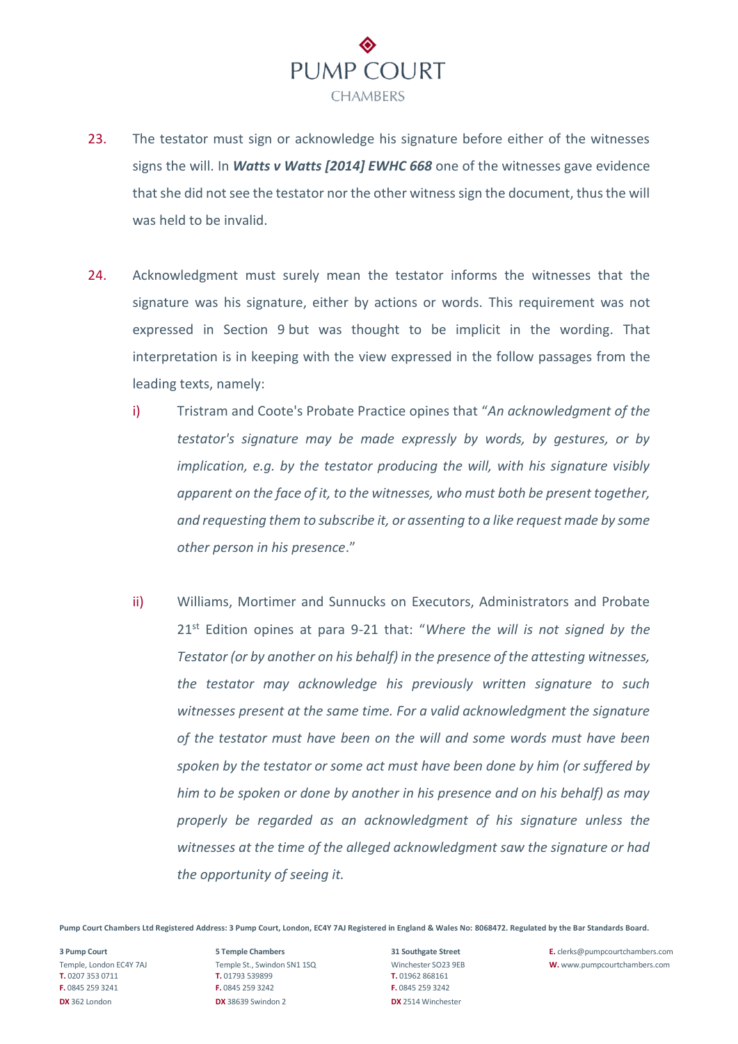23. The testator must sign or acknowledge his signature before either of the witnesses signs the will. In ***Watts v Watts [2014] EWHC 668*** one of the witnesses gave evidence that she did not see the testator nor the other witness sign the document, thus the will was held to be invalid.

24. Acknowledgment must surely mean the testator informs the witnesses that the signature was his signature, either by actions or words. This requirement was not expressed in Section 9 but was thought to be implicit in the wording. That interpretation is in keeping with the view expressed in the follow passages from the leading texts, namely:

    i) Tristram and Coote's Probate Practice opines that "*An acknowledgment of the testator's signature may be made expressly by words, by gestures, or by implication, e.g. by the testator producing the will, with his signature visibly apparent on the face of it, to the witnesses, who must both be present together, and requesting them to subscribe it, or assenting to a like request made by some other person in his presence*."

    ii) Williams, Mortimer and Sunnucks on Executors, Administrators and Probate 21st Edition opines at para 9-21 that: "*Where the will is not signed by the Testator (or by another on his behalf) in the presence of the attesting witnesses, the testator may acknowledge his previously written signature to such witnesses present at the same time. For a valid acknowledgment the signature of the testator must have been on the will and some words must have been spoken by the testator or some act must have been done by him (or suffered by him to be spoken or done by another in his presence and on his behalf) as may properly be regarded as an acknowledgment of his signature unless the witnesses at the time of the alleged acknowledgment saw the signature or had the opportunity of seeing it.*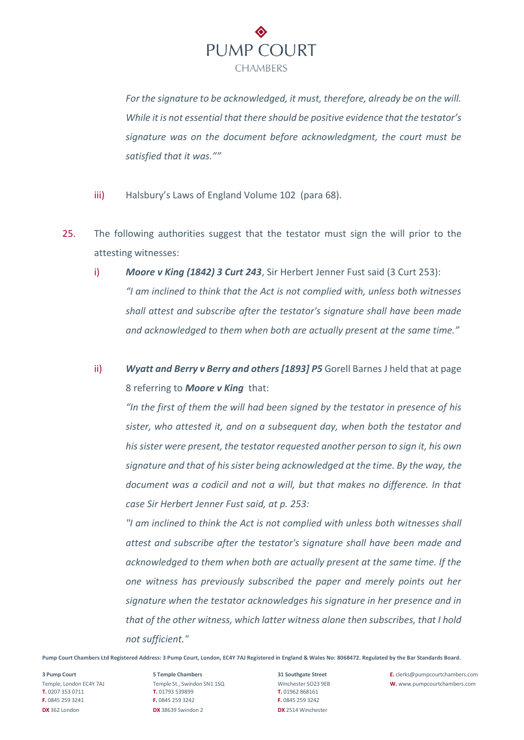*For the signature to be acknowledged, it must, therefore, already be on the will. While it is not essential that there should be positive evidence that the testator's signature was on the document before acknowledgment, the court must be satisfied that it was.""*

iii) Halsbury's Laws of England Volume 102 (para 68).

25. The following authorities suggest that the testator must sign the will prior to the attesting witnesses:

i) ***Moore v King (1842) 3 Curt 243***, Sir Herbert Jenner Fust said (3 Curt 253):
*"I am inclined to think that the Act is not complied with, unless both witnesses shall attest and subscribe after the testator's signature shall have been made and acknowledged to them when both are actually present at the same time."*

ii) ***Wyatt and Berry v Berry and others [1893] P5*** Gorell Barnes J held that at page 8 referring to ***Moore v King*** that:
*"In the first of them the will had been signed by the testator in presence of his sister, who attested it, and on a subsequent day, when both the testator and his sister were present, the testator requested another person to sign it, his own signature and that of his sister being acknowledged at the time. By the way, the document was a codicil and not a will, but that makes no difference. In that case Sir Herbert Jenner Fust said, at p. 253:*
*"I am inclined to think the Act is not complied with unless both witnesses shall attest and subscribe after the testator's signature shall have been made and acknowledged to them when both are actually present at the same time. If the one witness has previously subscribed the paper and merely points out her signature when the testator acknowledges his signature in her presence and in that of the other witness, which latter witness alone then subscribes, that I hold not sufficient."*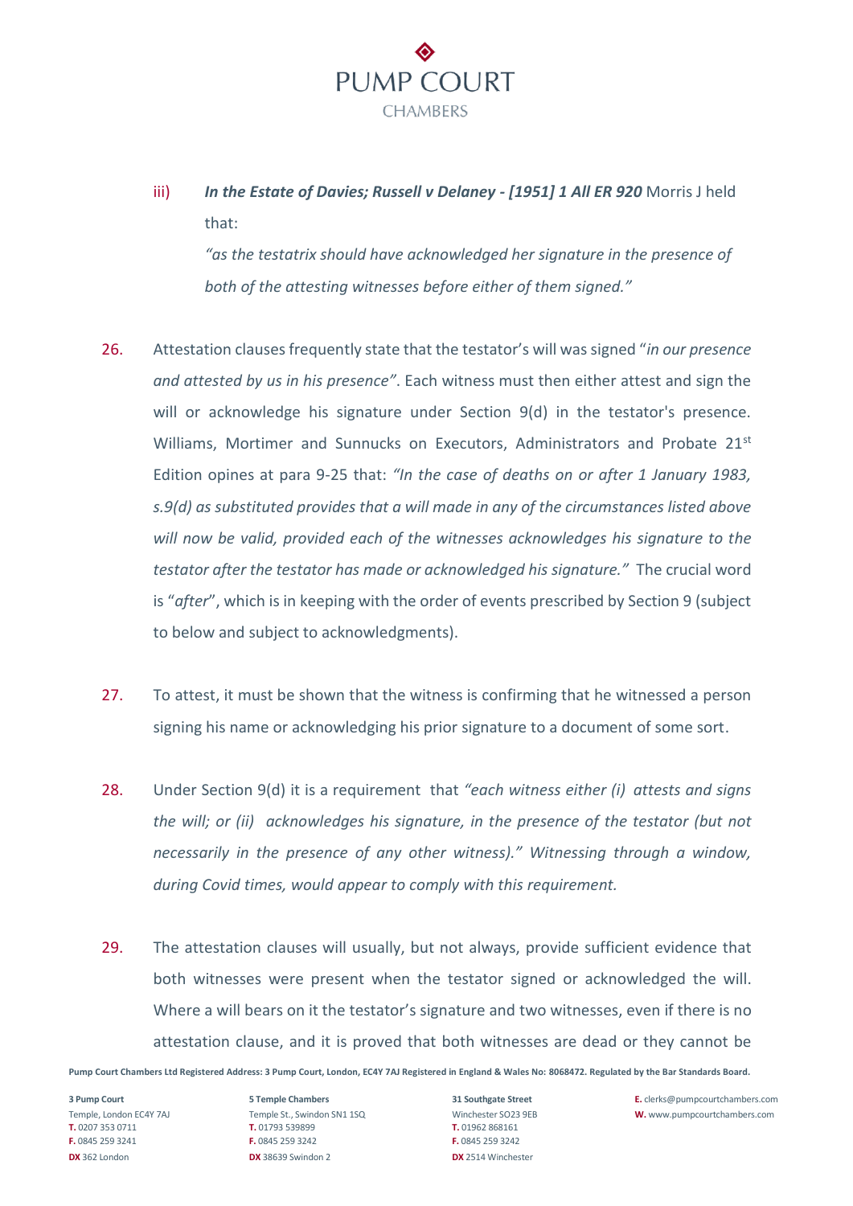iii) ***In the Estate of Davies; Russell v Delaney - [1951] 1 All ER 920*** Morris J held that:

*"as the testatrix should have acknowledged her signature in the presence of both of the attesting witnesses before either of them signed."*

26. Attestation clauses frequently state that the testator's will was signed "*in our presence and attested by us in his presence"*. Each witness must then either attest and sign the will or acknowledge his signature under Section 9(d) in the testator's presence. Williams, Mortimer and Sunnucks on Executors, Administrators and Probate 21st Edition opines at para 9-25 that: *"In the case of deaths on or after 1 January 1983, s.9(d) as substituted provides that a will made in any of the circumstances listed above will now be valid, provided each of the witnesses acknowledges his signature to the testator after the testator has made or acknowledged his signature."* The crucial word is "*after*", which is in keeping with the order of events prescribed by Section 9 (subject to below and subject to acknowledgments).

27. To attest, it must be shown that the witness is confirming that he witnessed a person signing his name or acknowledging his prior signature to a document of some sort.

28. Under Section 9(d) it is a requirement that *"each witness either (i) attests and signs the will; or (ii) acknowledges his signature, in the presence of the testator (but not necessarily in the presence of any other witness)." Witnessing through a window, during Covid times, would appear to comply with this requirement.*

29. The attestation clauses will usually, but not always, provide sufficient evidence that both witnesses were present when the testator signed or acknowledged the will. Where a will bears on it the testator's signature and two witnesses, even if there is no attestation clause, and it is proved that both witnesses are dead or they cannot be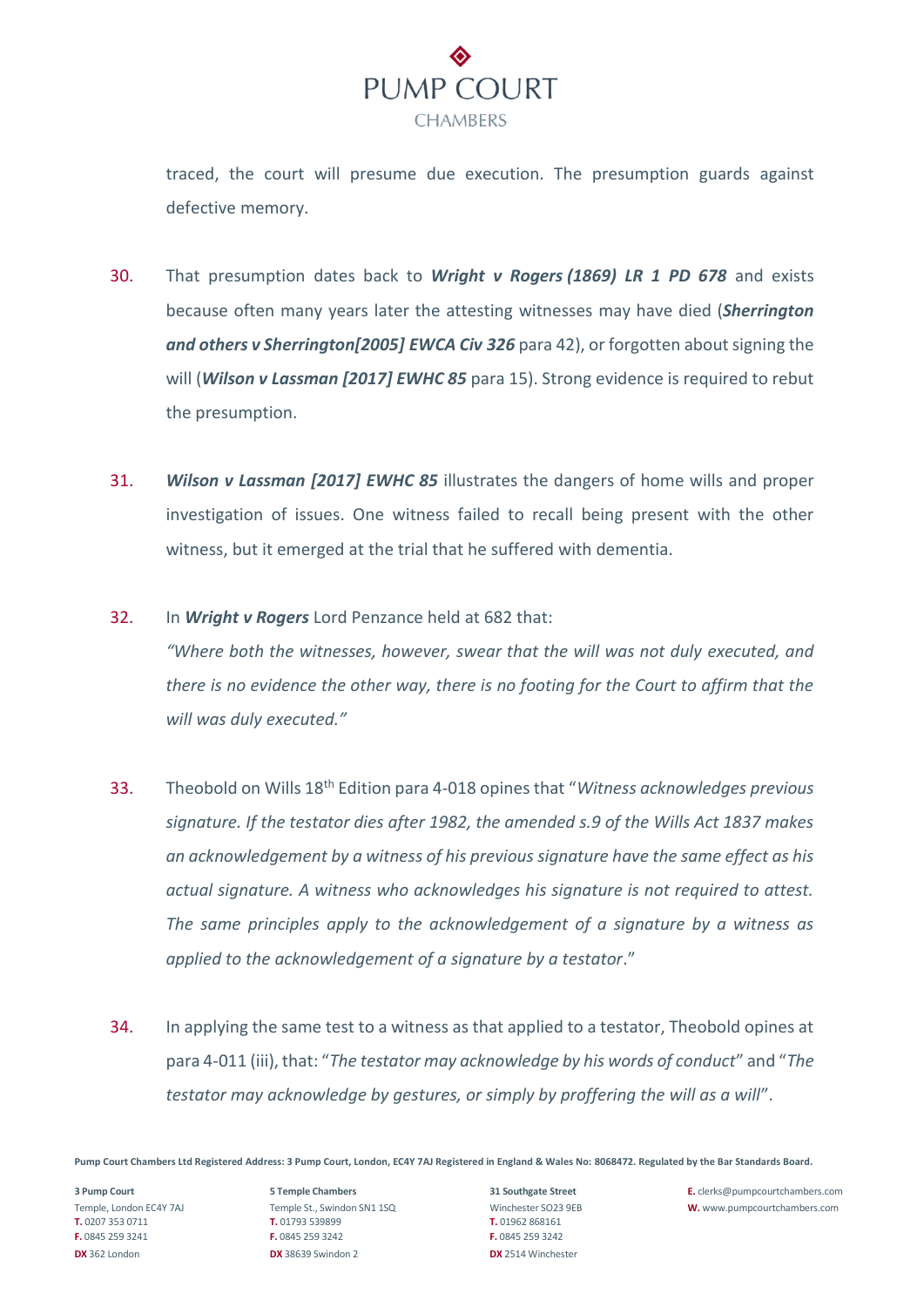traced, the court will presume due execution. The presumption guards against defective memory.

30. That presumption dates back to ***Wright v Rogers (1869) LR 1 PD 678*** and exists because often many years later the attesting witnesses may have died (***Sherrington and others v Sherrington[2005] EWCA Civ 326*** para 42), or forgotten about signing the will (***Wilson v Lassman [2017] EWHC 85*** para 15). Strong evidence is required to rebut the presumption.

31. ***Wilson v Lassman [2017] EWHC 85*** illustrates the dangers of home wills and proper investigation of issues. One witness failed to recall being present with the other witness, but it emerged at the trial that he suffered with dementia.

32. In ***Wright v Rogers*** Lord Penzance held at 682 that:
*"Where both the witnesses, however, swear that the will was not duly executed, and there is no evidence the other way, there is no footing for the Court to affirm that the will was duly executed."*

33. Theobold on Wills 18th Edition para 4-018 opines that "*Witness acknowledges previous signature. If the testator dies after 1982, the amended s.9 of the Wills Act 1837 makes an acknowledgement by a witness of his previous signature have the same effect as his actual signature. A witness who acknowledges his signature is not required to attest. The same principles apply to the acknowledgement of a signature by a witness as applied to the acknowledgement of a signature by a testator*."

34. In applying the same test to a witness as that applied to a testator, Theobold opines at para 4-011 (iii), that: "*The testator may acknowledge by his words of conduct*" and "*The testator may acknowledge by gestures, or simply by proffering the will as a will*".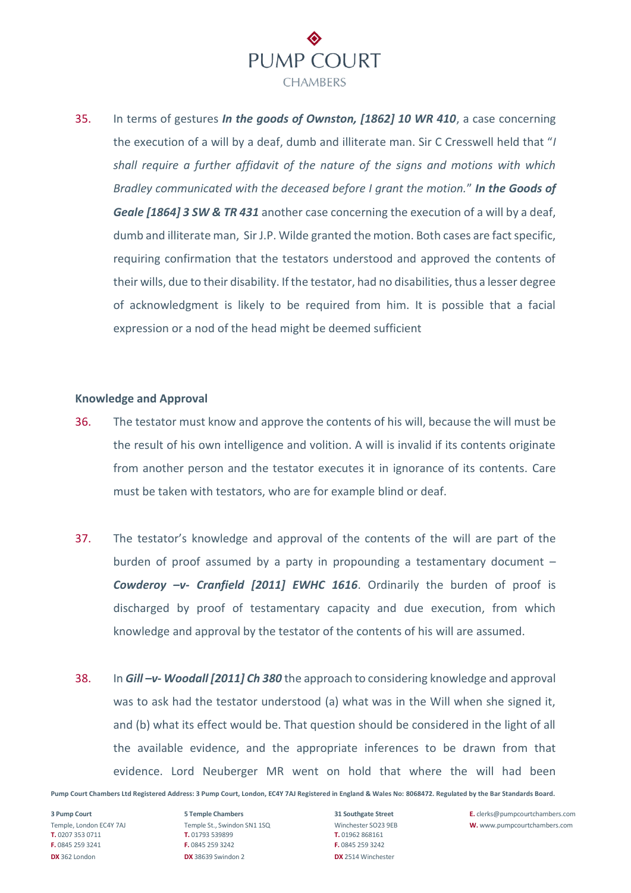35. In terms of gestures ***In the goods of Ownston, [1862] 10 WR 410***, a case concerning the execution of a will by a deaf, dumb and illiterate man. Sir C Cresswell held that "*I shall require a further affidavit of the nature of the signs and motions with which Bradley communicated with the deceased before I grant the motion.*" ***In the Goods of Geale [1864] 3 SW & TR 431*** another case concerning the execution of a will by a deaf, dumb and illiterate man, Sir J.P. Wilde granted the motion. Both cases are fact specific, requiring confirmation that the testators understood and approved the contents of their wills, due to their disability. If the testator, had no disabilities, thus a lesser degree of acknowledgment is likely to be required from him. It is possible that a facial expression or a nod of the head might be deemed sufficient

**Knowledge and Approval**

36. The testator must know and approve the contents of his will, because the will must be the result of his own intelligence and volition. A will is invalid if its contents originate from another person and the testator executes it in ignorance of its contents. Care must be taken with testators, who are for example blind or deaf.

37. The testator's knowledge and approval of the contents of the will are part of the burden of proof assumed by a party in propounding a testamentary document – ***Cowderoy –v- Cranfield [2011] EWHC 1616***. Ordinarily the burden of proof is discharged by proof of testamentary capacity and due execution, from which knowledge and approval by the testator of the contents of his will are assumed.

38. In ***Gill –v- Woodall [2011] Ch 380*** the approach to considering knowledge and approval was to ask had the testator understood (a) what was in the Will when she signed it, and (b) what its effect would be. That question should be considered in the light of all the available evidence, and the appropriate inferences to be drawn from that evidence. Lord Neuberger MR went on hold that where the will had been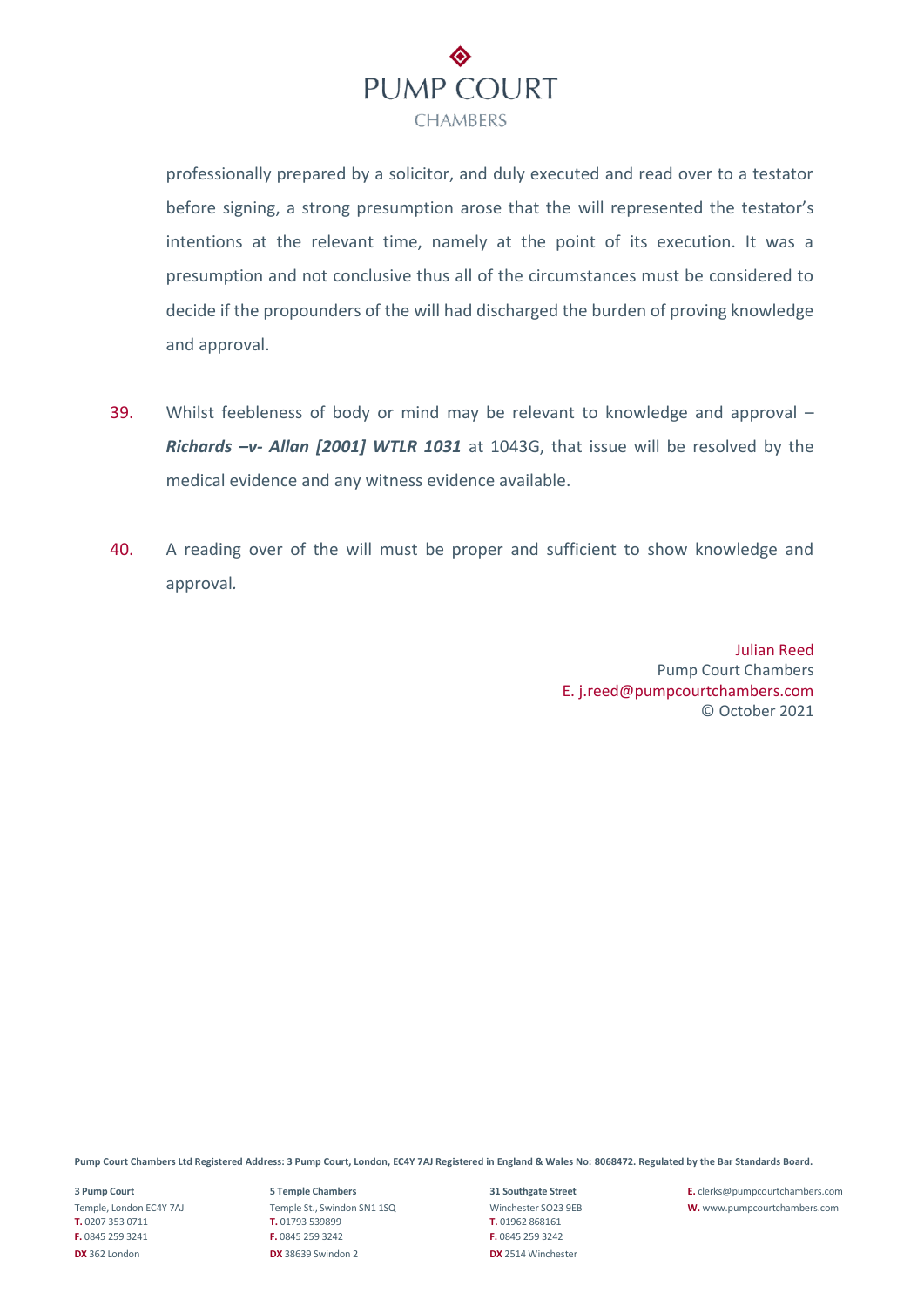professionally prepared by a solicitor, and duly executed and read over to a testator before signing, a strong presumption arose that the will represented the testator's intentions at the relevant time, namely at the point of its execution. It was a presumption and not conclusive thus all of the circumstances must be considered to decide if the propounders of the will had discharged the burden of proving knowledge and approval.

39. Whilst feebleness of body or mind may be relevant to knowledge and approval – ***Richards –v- Allan [2001] WTLR 1031*** at 1043G, that issue will be resolved by the medical evidence and any witness evidence available.

40. A reading over of the will must be proper and sufficient to show knowledge and approval.

Julian Reed
Pump Court Chambers
E. j.reed@pumpcourtchambers.com
© October 2021